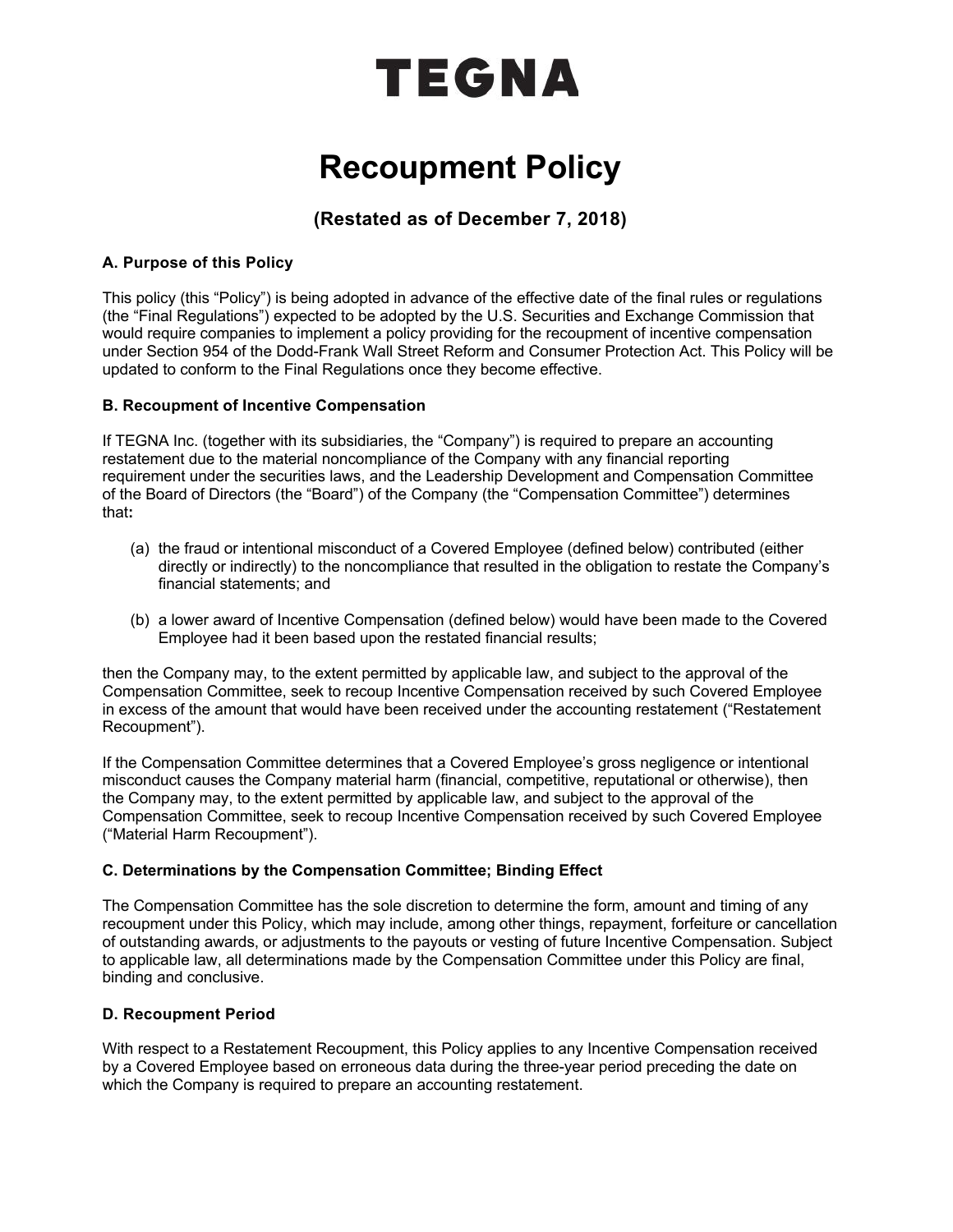# TEGNA

# Recoupment Policy

### (Restated as of December 7, 2018)

**A. Purpose of this Policy**

This policy (this "Policy") is being adopted in advance of the effective date of the final rules or regulations (the "Final Regulations") expected to be adopted by the U.S. Securities and Exchange Commission that would require companies to implement a policy providing for the recoupment of incentive compensation under Section 954 of the Dodd-Frank Wall Street Reform and Consumer Protection Act. This Policy will be updated to conform to the Final Regulations once they become effective.

**B. Recoupment of Incentive Compensation**

If TEGNA Inc. (together with its subsidiaries, the "Company") is required to prepare an accounting restatement due to the material noncompliance of the Company with any financial reporting requirement under the securities laws, and the Leadership Development and Compensation Committee of the Board of Directors (the "Board") of the Company (the "Compensation Committee") determines that**:**

(a) the fraud or intentional misconduct of a Covered Employee (defined below) contributed (either directly or indirectly) to the noncompliance that resulted in the obligation to restate the Company's financial statements; and

(b) a lower award of Incentive Compensation (defined below) would have been made to the Covered Employee had it been based upon the restated financial results;

then the Company may, to the extent permitted by applicable law, and subject to the approval of the Compensation Committee, seek to recoup Incentive Compensation received by such Covered Employee in excess of the amount that would have been received under the accounting restatement ("Restatement Recoupment").

If the Compensation Committee determines that a Covered Employee's gross negligence or intentional misconduct causes the Company material harm (financial, competitive, reputational or otherwise), then the Company may, to the extent permitted by applicable law, and subject to the approval of the Compensation Committee, seek to recoup Incentive Compensation received by such Covered Employee ("Material Harm Recoupment").

**C. Determinations by the Compensation Committee; Binding Effect**

The Compensation Committee has the sole discretion to determine the form, amount and timing of any recoupment under this Policy, which may include, among other things, repayment, forfeiture or cancellation of outstanding awards, or adjustments to the payouts or vesting of future Incentive Compensation. Subject to applicable law, all determinations made by the Compensation Committee under this Policy are final, binding and conclusive.

**D. Recoupment Period**

With respect to a Restatement Recoupment, this Policy applies to any Incentive Compensation received by a Covered Employee based on erroneous data during the three-year period preceding the date on which the Company is required to prepare an accounting restatement.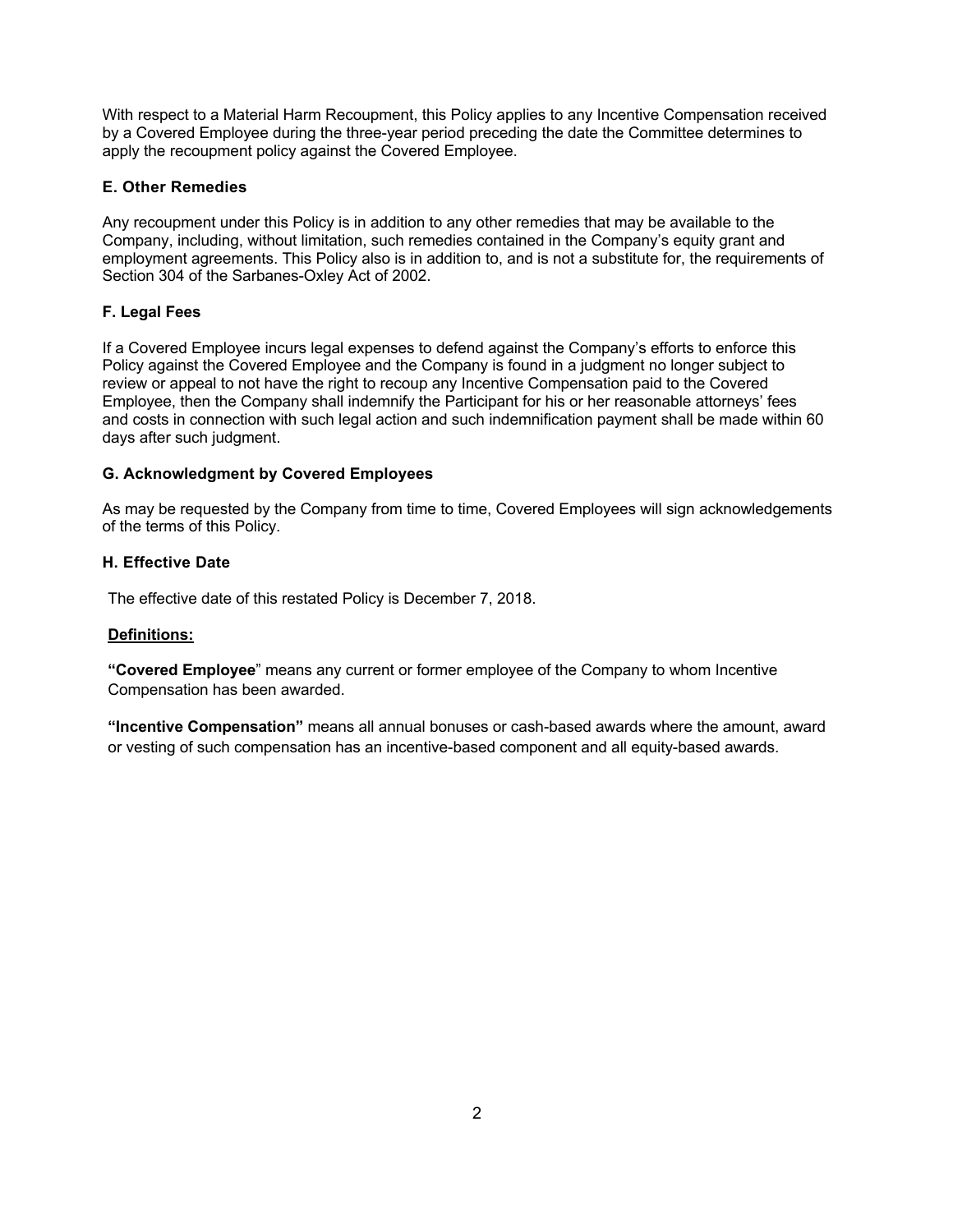With respect to a Material Harm Recoupment, this Policy applies to any Incentive Compensation received by a Covered Employee during the three-year period preceding the date the Committee determines to apply the recoupment policy against the Covered Employee.

### E. Other Remedies

Any recoupment under this Policy is in addition to any other remedies that may be available to the Company, including, without limitation, such remedies contained in the Company's equity grant and employment agreements. This Policy also is in addition to, and is not a substitute for, the requirements of Section 304 of the Sarbanes-Oxley Act of 2002.

### F. Legal Fees

If a Covered Employee incurs legal expenses to defend against the Company's efforts to enforce this Policy against the Covered Employee and the Company is found in a judgment no longer subject to review or appeal to not have the right to recoup any Incentive Compensation paid to the Covered Employee, then the Company shall indemnify the Participant for his or her reasonable attorneys' fees and costs in connection with such legal action and such indemnification payment shall be made within 60 days after such judgment.

### G. Acknowledgment by Covered Employees

As may be requested by the Company from time to time, Covered Employees will sign acknowledgements of the terms of this Policy.

### H. Effective Date

The effective date of this restated Policy is December 7, 2018.

**Definitions:**

**"Covered Employee"** means any current or former employee of the Company to whom Incentive Compensation has been awarded.

**"Incentive Compensation"** means all annual bonuses or cash-based awards where the amount, award or vesting of such compensation has an incentive-based component and all equity-based awards.